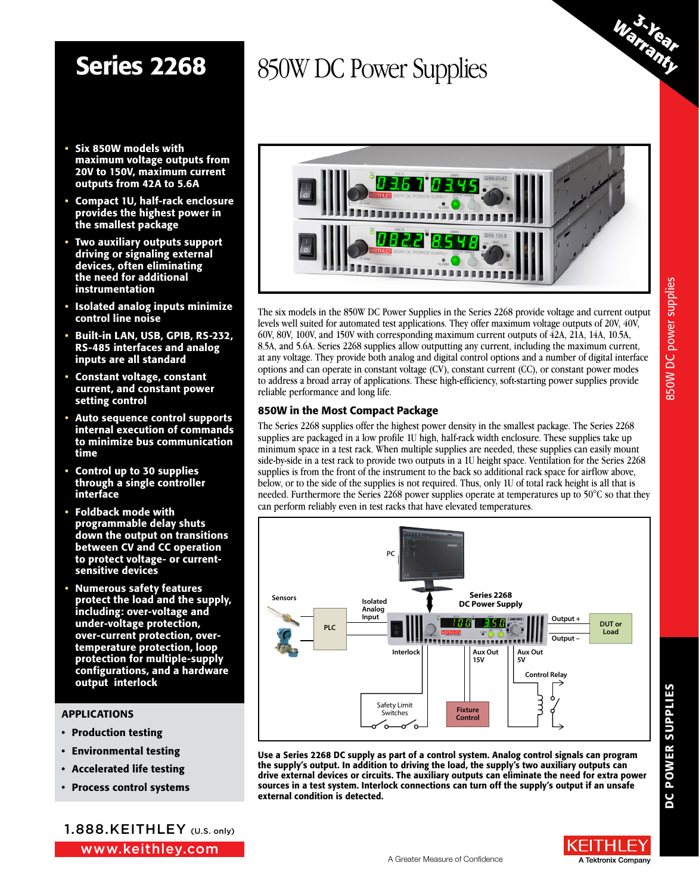# Series 2268

# 850W DC Power Supplies

3-Year Warranty

- Six 850W models with maximum voltage outputs from 20V to 150V, maximum current outputs from 42A to 5.6A
- Compact 1U, half-rack enclosure provides the highest power in the smallest package
- Two auxiliary outputs support driving or signaling external devices, often eliminating the need for additional instrumentation
- Isolated analog inputs minimize control line noise
- Built-in LAN, USB, GPIB, RS-232, RS-485 interfaces and analog inputs are all standard
- Constant voltage, constant current, and constant power setting control
- Auto sequence control supports internal execution of commands to minimize bus communication time
- Control up to 30 supplies through a single controller interface
- Foldback mode with programmable delay shuts down the output on transitions between CV and CC operation to protect voltage- or current-sensitive devices
- Numerous safety features protect the load and the supply, including: over-voltage and under-voltage protection, over-current protection, over-temperature protection, loop protection for multiple-supply configurations, and a hardware output interlock

## APPLICATIONS

- Production testing
- Environmental testing
- Accelerated life testing
- Process control systems

1.888.KEITHLEY (U.S. only)

www.keithley.com

The six models in the 850W DC Power Supplies in the Series 2268 provide voltage and current output levels well suited for automated test applications. They offer maximum voltage outputs of 20V, 40V, 60V, 80V, 100V, and 150V with corresponding maximum current outputs of 42A, 21A, 14A, 10.5A, 8.5A, and 5.6A. Series 2268 supplies allow outputting any current, including the maximum current, at any voltage. They provide both analog and digital control options and a number of digital interface options and can operate in constant voltage (CV), constant current (CC), or constant power modes to address a broad array of applications. These high-efficiency, soft-starting power supplies provide reliable performance and long life.

### 850W in the Most Compact Package

The Series 2268 supplies offer the highest power density in the smallest package. The Series 2268 supplies are packaged in a low profile 1U high, half-rack width enclosure. These supplies take up minimum space in a test rack. When multiple supplies are needed, these supplies can easily mount side-by-side in a test rack to provide two outputs in a 1U height space. Ventilation for the Series 2268 supplies is from the front of the instrument to the back so additional rack space for airflow above, below, or to the side of the supplies is not required. Thus, only 1U of total rack height is all that is needed. Furthermore the Series 2268 power supplies operate at temperatures up to 50°C so that they can perform reliably even in test racks that have elevated temperatures.

**Use a Series 2268 DC supply as part of a control system. Analog control signals can program the supply's output. In addition to driving the load, the supply's two auxiliary outputs can drive external devices or circuits. The auxiliary outputs can eliminate the need for extra power sources in a test system. Interlock connections can turn off the supply's output if an unsafe external condition is detected.**

A Greater Measure of Confidence

KEITHLEY
A Tektronix Company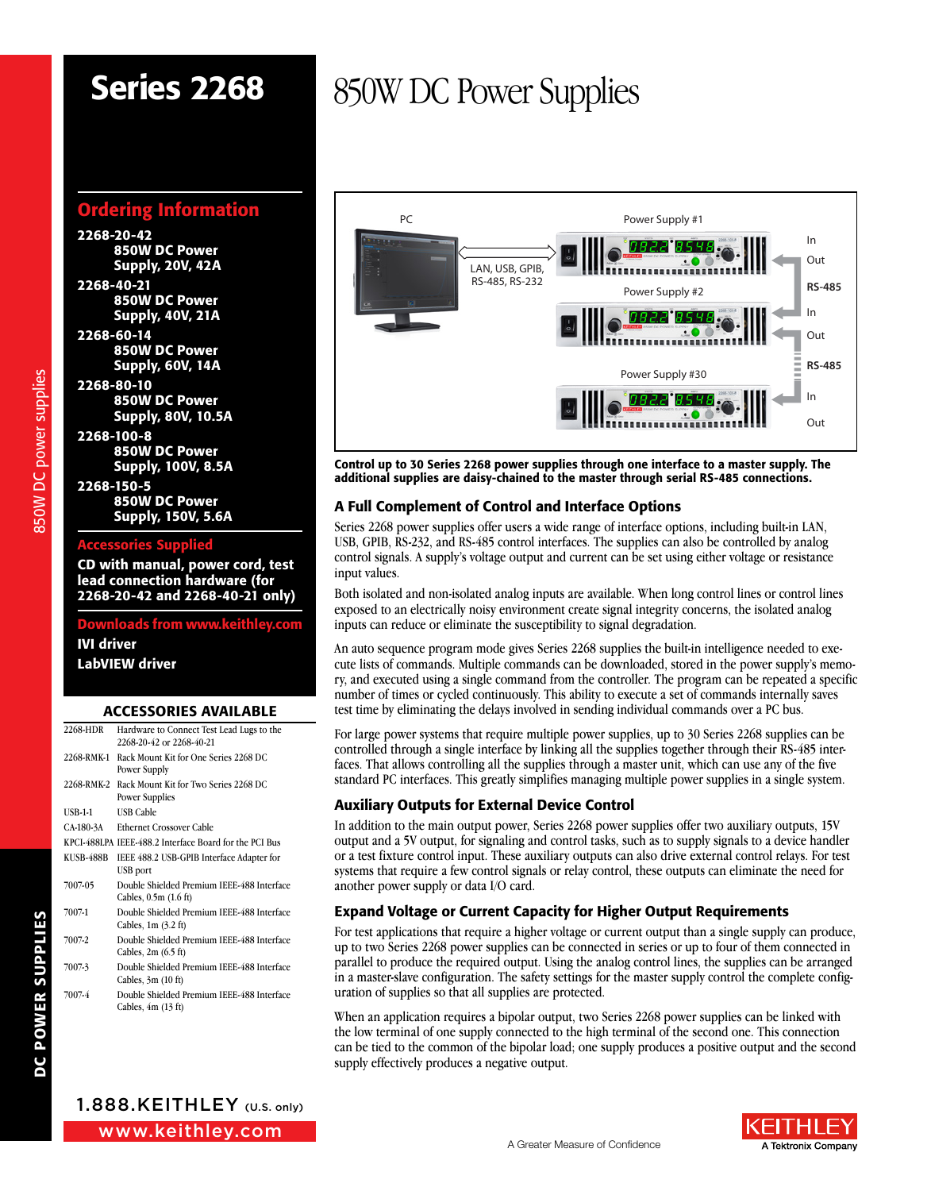# Series 2268

# 850W DC Power Supplies

## Ordering Information

**2268-20-42**
**850W DC Power Supply, 20V, 42A**

**2268-40-21**
**850W DC Power Supply, 40V, 21A**

**2268-60-14**
**850W DC Power Supply, 60V, 14A**

**2268-80-10**
**850W DC Power Supply, 80V, 10.5A**

**2268-100-8**
**850W DC Power Supply, 100V, 8.5A**

**2268-150-5**
**850W DC Power Supply, 150V, 5.6A**

## Accessories Supplied

**CD with manual, power cord, test lead connection hardware (for 2268-20-42 and 2268-40-21 only)**

## Downloads from www.keithley.com

**IVI driver**
**LabVIEW driver**

## ACCESSORIES AVAILABLE

| | |
|---|---|
| 2268-HDR | Hardware to Connect Test Lead Lugs to the 2268-20-42 or 2268-40-21 |
| 2268-RMK-1 | Rack Mount Kit for One Series 2268 DC Power Supply |
| 2268-RMK-2 | Rack Mount Kit for Two Series 2268 DC Power Supplies |
| USB-1-1 | USB Cable |
| CA-180-3A | Ethernet Crossover Cable |
| KPCI-488LPA | IEEE-488.2 Interface Board for the PCI Bus |
| KUSB-488B | IEEE 488.2 USB-GPIB Interface Adapter for USB port |
| 7007-05 | Double Shielded Premium IEEE-488 Interface Cables, 0.5m (1.6 ft) |
| 7007-1 | Double Shielded Premium IEEE-488 Interface Cables, 1m (3.2 ft) |
| 7007-2 | Double Shielded Premium IEEE-488 Interface Cables, 2m (6.5 ft) |
| 7007-3 | Double Shielded Premium IEEE-488 Interface Cables, 3m (10 ft) |
| 7007-4 | Double Shielded Premium IEEE-488 Interface Cables, 4m (13 ft) |

**Control up to 30 Series 2268 power supplies through one interface to a master supply. The additional supplies are daisy-chained to the master through serial RS-485 connections.**

### A Full Complement of Control and Interface Options

Series 2268 power supplies offer users a wide range of interface options, including built-in LAN, USB, GPIB, RS-232, and RS-485 control interfaces. The supplies can also be controlled by analog control signals. A supply's voltage output and current can be set using either voltage or resistance input values.

Both isolated and non-isolated analog inputs are available. When long control lines or control lines exposed to an electrically noisy environment create signal integrity concerns, the isolated analog inputs can reduce or eliminate the susceptibility to signal degradation.

An auto sequence program mode gives Series 2268 supplies the built-in intelligence needed to execute lists of commands. Multiple commands can be downloaded, stored in the power supply's memory, and executed using a single command from the controller. The program can be repeated a specific number of times or cycled continuously. This ability to execute a set of commands internally saves test time by eliminating the delays involved in sending individual commands over a PC bus.

For large power systems that require multiple power supplies, up to 30 Series 2268 supplies can be controlled through a single interface by linking all the supplies together through their RS-485 interfaces. That allows controlling all the supplies through a master unit, which can use any of the five standard PC interfaces. This greatly simplifies managing multiple power supplies in a single system.

### Auxiliary Outputs for External Device Control

In addition to the main output power, Series 2268 power supplies offer two auxiliary outputs, 15V output and a 5V output, for signaling and control tasks, such as to supply signals to a device handler or a test fixture control input. These auxiliary outputs can also drive external control relays. For test systems that require a few control signals or relay control, these outputs can eliminate the need for another power supply or data I/O card.

### Expand Voltage or Current Capacity for Higher Output Requirements

For test applications that require a higher voltage or current output than a single supply can produce, up to two Series 2268 power supplies can be connected in series or up to four of them connected in parallel to produce the required output. Using the analog control lines, the supplies can be arranged in a master-slave configuration. The safety settings for the master supply control the complete configuration of supplies so that all supplies are protected.

When an application requires a bipolar output, two Series 2268 power supplies can be linked with the low terminal of one supply connected to the high terminal of the second one. This connection can be tied to the common of the bipolar load; one supply produces a positive output and the second supply effectively produces a negative output.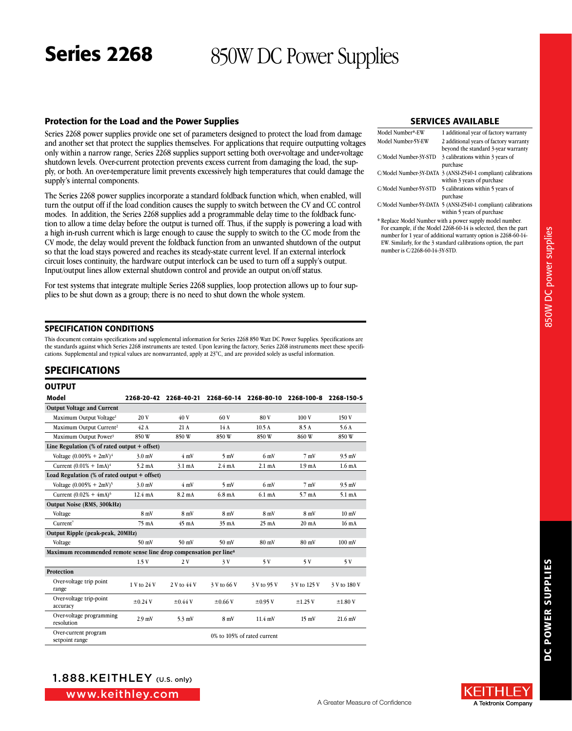# Series 2268 850W DC Power Supplies

## Protection for the Load and the Power Supplies

Series 2268 power supplies provide one set of parameters designed to protect the load from damage and another set that protect the supplies themselves. For applications that require outputting voltages only within a narrow range, Series 2268 supplies support setting both over-voltage and under-voltage shutdown levels. Over-current protection prevents excess current from damaging the load, the supply, or both. An over-temperature limit prevents excessively high temperatures that could damage the supply's internal components.

The Series 2268 power supplies incorporate a standard foldback function which, when enabled, will turn the output off if the load condition causes the supply to switch between the CV and CC control modes. In addition, the Series 2268 supplies add a programmable delay time to the foldback function to allow a time delay before the output is turned off. Thus, if the supply is powering a load with a high in-rush current which is large enough to cause the supply to switch to the CC mode from the CV mode, the delay would prevent the foldback function from an unwanted shutdown of the output so that the load stays powered and reaches its steady-state current level. If an external interlock circuit loses continuity, the hardware output interlock can be used to turn off a supply's output. Input/output lines allow external shutdown control and provide an output on/off status.

For test systems that integrate multiple Series 2268 supplies, loop protection allows up to four supplies to be shut down as a group; there is no need to shut down the whole system.

## SERVICES AVAILABLE

| | |
|---|---|
| Model Number*-EW | 1 additional year of factory warranty |
| Model Number-5Y-EW | 2 additional years of factory warranty beyond the standard 3-year warranty |
| C/Model Number-3Y-STD | 3 calibrations within 3 years of purchase |
| C/Model Number-3Y-DATA | 3 (ANSI-Z540-1 compliant) calibrations within 3 years of purchase |
| C/Model Number-5Y-STD | 5 calibrations within 5 years of purchase |
| C/Model Number-5Y-DATA | 5 (ANSI-Z540-1 compliant) calibrations within 5 years of purchase |

* Replace Model Number with a power supply model number. For example, if the Model 2268-60-14 is selected, then the part number for 1 year of additional warranty option is 2268-60-14-EW. Similarly, for the 3 standard calibrations option, the part number is C/2268-60-14-3Y-STD.

## SPECIFICATION CONDITIONS

This document contains specifications and supplemental information for Series 2268 850 Watt DC Power Supplies. Specifications are the standards against which Series 2268 instruments are tested. Upon leaving the factory, Series 2268 instruments meet these specifications. Supplemental and typical values are nonwarranted, apply at 23°C, and are provided solely as useful information.

## SPECIFICATIONS

### OUTPUT

| Model | 2268-20-42 | 2268-40-21 | 2268-60-14 | 2268-80-10 | 2268-100-8 | 2268-150-5 |
|---|---|---|---|---|---|---|
| **Output Voltage and Current** | | | | | | |
| Maximum Output Voltage[1] | 20 V | 40 V | 60 V | 80 V | 100 V | 150 V |
| Maximum Output Current[2] | 42 A | 21 A | 14 A | 10.5 A | 8.5 A | 5.6 A |
| Maximum Output Power[3] | 850 W | 850 W | 850 W | 850 W | 860 W | 850 W |
| **Line Regulation (% of rated output + offset)** | | | | | | |
| Voltage (0.005% + 2mV)[4] | 3.0 mV | 4 mV | 5 mV | 6 mV | 7 mV | 9.5 mV |
| Current (0.01% + 1mA)[4] | 5.2 mA | 3.1 mA | 2.4 mA | 2.1 mA | 1.9 mA | 1.6 mA |
| **Load Regulation (% of rated output + offset)** | | | | | | |
| Voltage (0.005% + 2mV)[5] | 3.0 mV | 4 mV | 5 mV | 6 mV | 7 mV | 9.5 mV |
| Current (0.02% + 4mA)[6] | 12.4 mA | 8.2 mA | 6.8 mA | 6.1 mA | 5.7 mA | 5.1 mA |
| **Output Noise (RMS, 300kHz)** | | | | | | |
| Voltage | 8 mV | 8 mV | 8 mV | 8 mV | 8 mV | 10 mV |
| Current[7] | 75 mA | 45 mA | 35 mA | 25 mA | 20 mA | 16 mA |
| **Output Ripple (peak-peak, 20MHz)** | | | | | | |
| Voltage | 50 mV | 50 mV | 50 mV | 80 mV | 80 mV | 100 mV |
| **Maximum recommended remote sense line drop compensation per line[8]** | | | | | | |
| | 1.5 V | 2 V | 3 V | 5 V | 5 V | 5 V |
| **Protection** | | | | | | |
| Over-voltage trip point range | 1 V to 24 V | 2 V to 44 V | 3 V to 66 V | 3 V to 95 V | 3 V to 125 V | 3 V to 180 V |
| Over-voltage trip-point accuracy | ±0.24 V | ±0.44 V | ±0.66 V | ±0.95 V | ±1.25 V | ±1.80 V |
| Over-voltage programming resolution | 2.9 mV | 5.3 mV | 8 mV | 11.4 mV | 15 mV | 21.6 mV |
| Over-current program setpoint range | 0% to 105% of rated current | | | | | |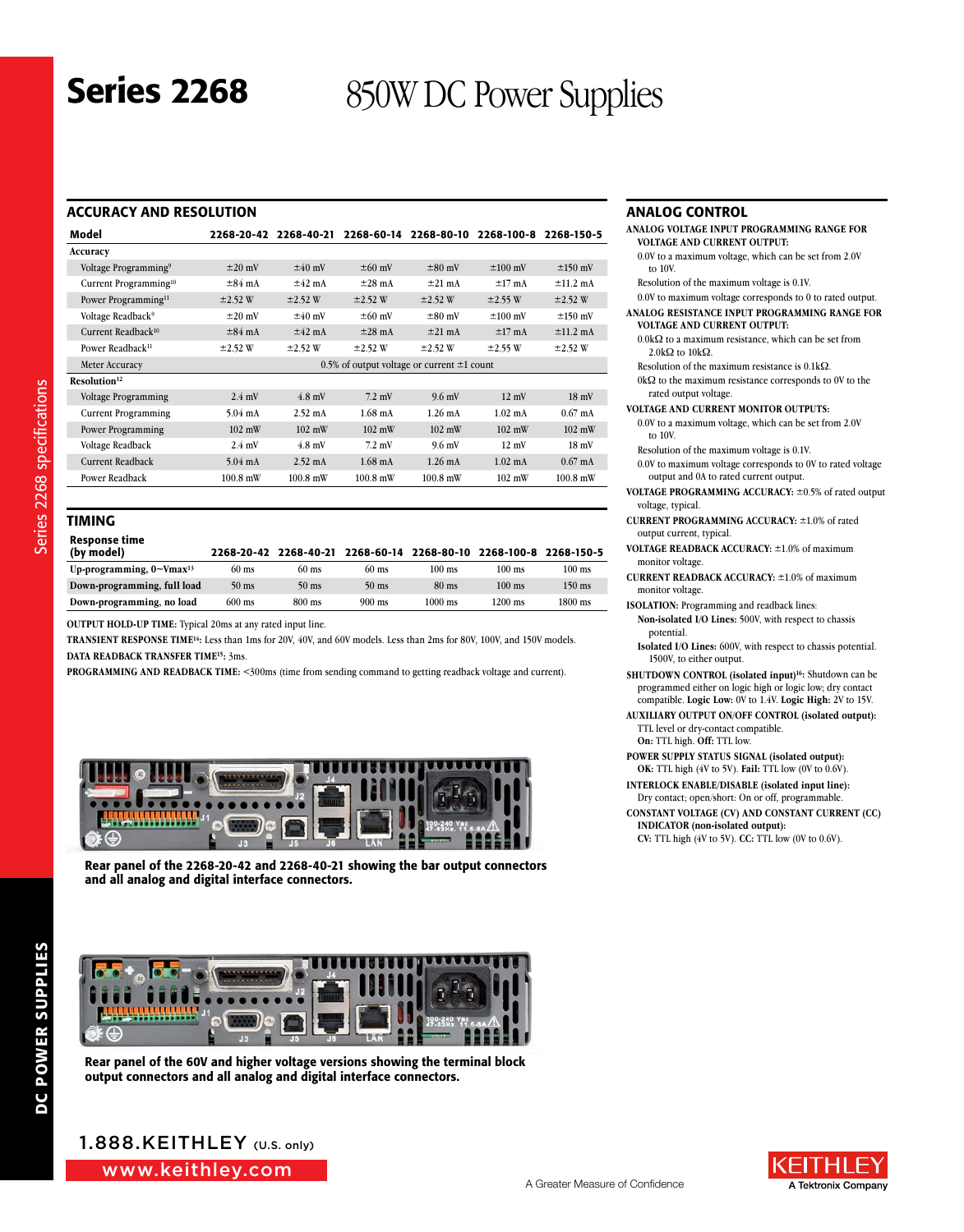# Series 2268 850W DC Power Supplies

## ACCURACY AND RESOLUTION

| Model | 2268-20-42 | 2268-40-21 | 2268-60-14 | 2268-80-10 | 2268-100-8 | 2268-150-5 |
|---|---|---|---|---|---|---|
| **Accuracy** | | | | | | |
| Voltage Programming[9] | ±20 mV | ±40 mV | ±60 mV | ±80 mV | ±100 mV | ±150 mV |
| Current Programming[10] | ±84 mA | ±42 mA | ±28 mA | ±21 mA | ±17 mA | ±11.2 mA |
| Power Programming[11] | ±2.52 W | ±2.52 W | ±2.52 W | ±2.52 W | ±2.55 W | ±2.52 W |
| Voltage Readback[9] | ±20 mV | ±40 mV | ±60 mV | ±80 mV | ±100 mV | ±150 mV |
| Current Readback[10] | ±84 mA | ±42 mA | ±28 mA | ±21 mA | ±17 mA | ±11.2 mA |
| Power Readback[11] | ±2.52 W | ±2.52 W | ±2.52 W | ±2.52 W | ±2.55 W | ±2.52 W |
| Meter Accuracy | 0.5% of output voltage or current ±1 count | | | | | |
| **Resolution[12]** | | | | | | |
| Voltage Programming | 2.4 mV | 4.8 mV | 7.2 mV | 9.6 mV | 12 mV | 18 mV |
| Current Programming | 5.04 mA | 2.52 mA | 1.68 mA | 1.26 mA | 1.02 mA | 0.67 mA |
| Power Programming | 102 mW | 102 mW | 102 mW | 102 mW | 102 mW | 102 mW |
| Voltage Readback | 2.4 mV | 4.8 mV | 7.2 mV | 9.6 mV | 12 mV | 18 mV |
| Current Readback | 5.04 mA | 2.52 mA | 1.68 mA | 1.26 mA | 1.02 mA | 0.67 mA |
| Power Readback | 100.8 mW | 100.8 mW | 100.8 mW | 100.8 mW | 102 mW | 100.8 mW |

## TIMING

| Response time (by model) | 2268-20-42 | 2268-40-21 | 2268-60-14 | 2268-80-10 | 2268-100-8 | 2268-150-5 |
|---|---|---|---|---|---|---|
| Up-programming, 0~Vmax[13] | 60 ms | 60 ms | 60 ms | 100 ms | 100 ms | 100 ms |
| Down-programming, full load | 50 ms | 50 ms | 50 ms | 80 ms | 100 ms | 150 ms |
| Down-programming, no load | 600 ms | 800 ms | 900 ms | 1000 ms | 1200 ms | 1800 ms |

**OUTPUT HOLD-UP TIME:** Typical 20ms at any rated input line.

**TRANSIENT RESPONSE TIME[14]:** Less than 1ms for 20V, 40V, and 60V models. Less than 2ms for 80V, 100V, and 150V models.

**DATA READBACK TRANSFER TIME[15]:** 3ms.

**PROGRAMMING AND READBACK TIME:** <300ms (time from sending command to getting readback voltage and current).

Rear panel of the 2268-20-42 and 2268-40-21 showing the bar output connectors and all analog and digital interface connectors.

Rear panel of the 60V and higher voltage versions showing the terminal block output connectors and all analog and digital interface connectors.

## ANALOG CONTROL

**ANALOG VOLTAGE INPUT PROGRAMMING RANGE FOR VOLTAGE AND CURRENT OUTPUT:**
- 0.0V to a maximum voltage, which can be set from 2.0V to 10V.
- Resolution of the maximum voltage is 0.1V.
- 0.0V to maximum voltage corresponds to 0 to rated output.

**ANALOG RESISTANCE INPUT PROGRAMMING RANGE FOR VOLTAGE AND CURRENT OUTPUT:**
- 0.0kΩ to a maximum resistance, which can be set from 2.0kΩ to 10kΩ.
- Resolution of the maximum resistance is 0.1kΩ.
- 0kΩ to the maximum resistance corresponds to 0V to the rated output voltage.

**VOLTAGE AND CURRENT MONITOR OUTPUTS:**
- 0.0V to a maximum voltage, which can be set from 2.0V to 10V.
- Resolution of the maximum voltage is 0.1V.
- 0.0V to maximum voltage corresponds to 0V to rated voltage output and 0A to rated current output.

**VOLTAGE PROGRAMMING ACCURACY:** ±0.5% of rated output voltage, typical.

**CURRENT PROGRAMMING ACCURACY:** ±1.0% of rated output current, typical.

**VOLTAGE READBACK ACCURACY:** ±1.0% of maximum monitor voltage.

**CURRENT READBACK ACCURACY:** ±1.0% of maximum monitor voltage.

**ISOLATION:** Programming and readback lines:
- **Non-isolated I/O Lines:** 500V, with respect to chassis potential.
- **Isolated I/O Lines:** 600V, with respect to chassis potential. 1500V, to either output.

**SHUTDOWN CONTROL (isolated input)[16]:** Shutdown can be programmed either on logic high or logic low; dry contact compatible. **Logic Low:** 0V to 1.4V. **Logic High:** 2V to 15V.

**AUXILIARY OUTPUT ON/OFF CONTROL (isolated output):** TTL level or dry-contact compatible. **On:** TTL high. **Off:** TTL low.

**POWER SUPPLY STATUS SIGNAL (isolated output):** **OK:** TTL high (4V to 5V). **Fail:** TTL low (0V to 0.6V).

**INTERLOCK ENABLE/DISABLE (isolated input line):** Dry contact; open/short: On or off, programmable.

**CONSTANT VOLTAGE (CV) AND CONSTANT CURRENT (CC) INDICATOR (non-isolated output):** **CV:** TTL high (4V to 5V). **CC:** TTL low (0V to 0.6V).

1.888.KEITHLEY (U.S. only)

www.keithley.com

A Greater Measure of Confidence

KEITHLEY A Tektronix Company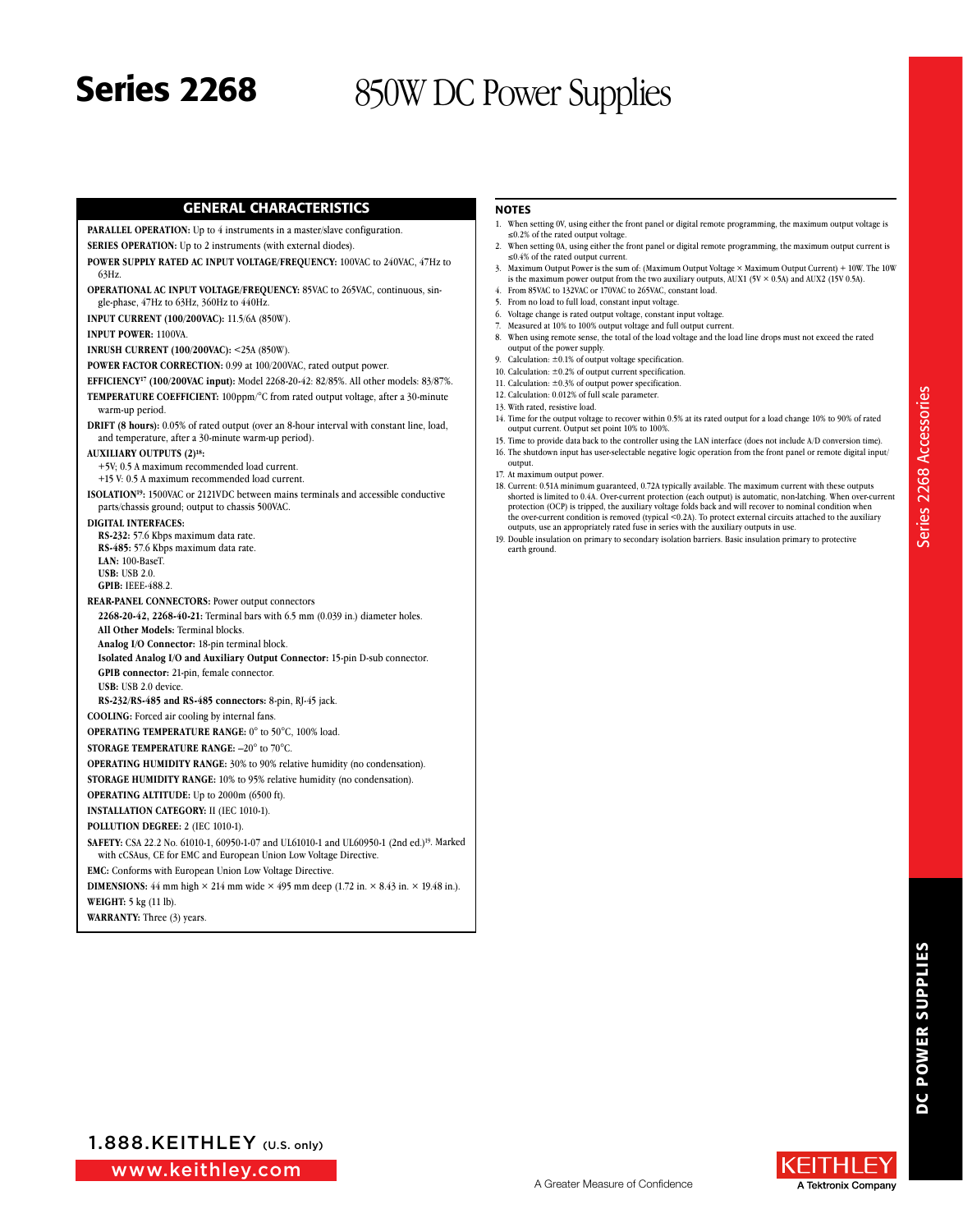# Series 2268 850W DC Power Supplies

## GENERAL CHARACTERISTICS

**PARALLEL OPERATION:** Up to 4 instruments in a master/slave configuration.

**SERIES OPERATION:** Up to 2 instruments (with external diodes).

**POWER SUPPLY RATED AC INPUT VOLTAGE/FREQUENCY:** 100VAC to 240VAC, 47Hz to 63Hz.

**OPERATIONAL AC INPUT VOLTAGE/FREQUENCY:** 85VAC to 265VAC, continuous, single-phase, 47Hz to 63Hz, 360Hz to 440Hz.

**INPUT CURRENT (100/200VAC):** 11.5/6A (850W).

**INPUT POWER:** 1100VA.

**INRUSH CURRENT (100/200VAC):** <25A (850W).

**POWER FACTOR CORRECTION:** 0.99 at 100/200VAC, rated output power.

**EFFICIENCY[17] (100/200VAC input):** Model 2268-20-42: 82/85%. All other models: 83/87%.

**TEMPERATURE COEFFICIENT:** 100ppm/°C from rated output voltage, after a 30-minute warm-up period.

**DRIFT (8 hours):** 0.05% of rated output (over an 8-hour interval with constant line, load, and temperature, after a 30-minute warm-up period).

**AUXILIARY OUTPUTS (2)[18]:**
- +5V; 0.5 A maximum recommended load current.
- +15 V: 0.5 A maximum recommended load current.

**ISOLATION[19]:** 1500VAC or 2121VDC between mains terminals and accessible conductive parts/chassis ground; output to chassis 500VAC.

**DIGITAL INTERFACES:**
- **RS-232:** 57.6 Kbps maximum data rate.
- **RS-485:** 57.6 Kbps maximum data rate.
- **LAN:** 100-BaseT.
- **USB:** USB 2.0.
- **GPIB:** IEEE-488.2.

**REAR-PANEL CONNECTORS:** Power output connectors
- **2268-20-42, 2268-40-21:** Terminal bars with 6.5 mm (0.039 in.) diameter holes.
- **All Other Models:** Terminal blocks.
- **Analog I/O Connector:** 18-pin terminal block.
- **Isolated Analog I/O and Auxiliary Output Connector:** 15-pin D-sub connector.
- **GPIB connector:** 21-pin, female connector.
- **USB:** USB 2.0 device.
- **RS-232/RS-485 and RS-485 connectors:** 8-pin, RJ-45 jack.

**COOLING:** Forced air cooling by internal fans.

**OPERATING TEMPERATURE RANGE:** 0° to 50°C, 100% load.

**STORAGE TEMPERATURE RANGE:** –20° to 70°C.

**OPERATING HUMIDITY RANGE:** 30% to 90% relative humidity (no condensation).

**STORAGE HUMIDITY RANGE:** 10% to 95% relative humidity (no condensation).

**OPERATING ALTITUDE:** Up to 2000m (6500 ft).

**INSTALLATION CATEGORY:** II (IEC 1010-1).

**POLLUTION DEGREE:** 2 (IEC 1010-1).

**SAFETY:** CSA 22.2 No. 61010-1, 60950-1-07 and UL61010-1 and UL60950-1 (2nd ed.)[19]. Marked with cCSAus, CE for EMC and European Union Low Voltage Directive.

**EMC:** Conforms with European Union Low Voltage Directive.

**DIMENSIONS:** 44 mm high × 214 mm wide × 495 mm deep (1.72 in. × 8.43 in. × 19.48 in.).

**WEIGHT:** 5 kg (11 lb).

**WARRANTY:** Three (3) years.

## NOTES

1. When setting 0V, using either the front panel or digital remote programming, the maximum output voltage is ≤0.2% of the rated output voltage.
2. When setting 0A, using either the front panel or digital remote programming, the maximum output current is ≤0.4% of the rated output current.
3. Maximum Output Power is the sum of: (Maximum Output Voltage × Maximum Output Current) + 10W. The 10W is the maximum power output from the two auxiliary outputs, AUX1 (5V × 0.5A) and AUX2 (15V 0.5A).
4. From 85VAC to 132VAC or 170VAC to 265VAC, constant load.
5. From no load to full load, constant input voltage.
6. Voltage change is rated output voltage, constant input voltage.
7. Measured at 10% to 100% output voltage and full output current.
8. When using remote sense, the total of the load voltage and the load line drops must not exceed the rated output of the power supply.
9. Calculation: ±0.1% of output voltage specification.
10. Calculation: ±0.2% of output current specification.
11. Calculation: ±0.3% of output power specification.
12. Calculation: 0.012% of full scale parameter.
13. With rated, resistive load.
14. Time for the output voltage to recover within 0.5% at its rated output for a load change 10% to 90% of rated output current. Output set point 10% to 100%.
15. Time to provide data back to the controller using the LAN interface (does not include A/D conversion time).
16. The shutdown input has user-selectable negative logic operation from the front panel or remote digital input/output.
17. At maximum output power.
18. Current: 0.51A minimum guaranteed, 0.72A typically available. The maximum current with these outputs shorted is limited to 0.4A. Over-current protection (each output) is automatic, non-latching. When over-current protection (OCP) is tripped, the auxiliary voltage folds back and will recover to nominal condition when the over-current condition is removed (typical <0.2A). To protect external circuits attached to the auxiliary outputs, use an appropriately rated fuse in series with the auxiliary outputs in use.
19. Double insulation on primary to secondary isolation barriers. Basic insulation primary to protective earth ground.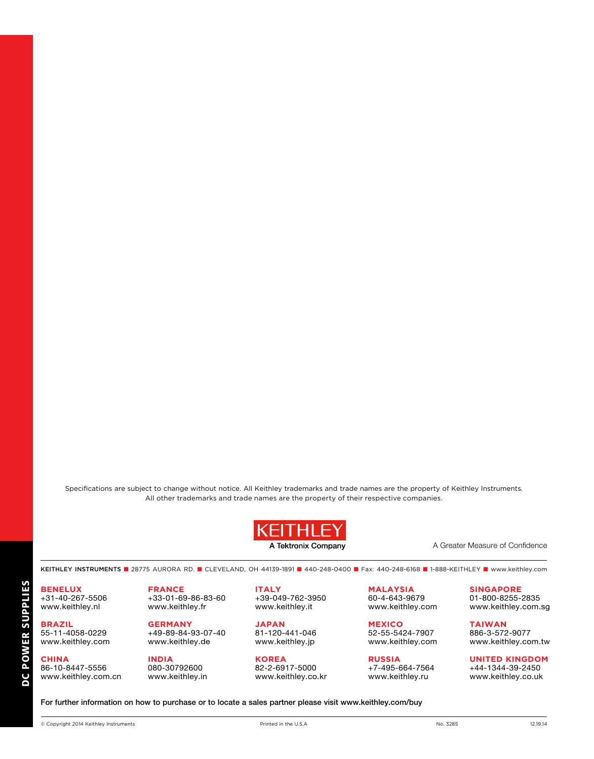Specifications are subject to change without notice. All Keithley trademarks and trade names are the property of Keithley Instruments.
All other trademarks and trade names are the property of their respective companies.

KEITHLEY
A Tektronix Company

A Greater Measure of Confidence

KEITHLEY INSTRUMENTS ■ 28775 AURORA RD. ■ CLEVELAND, OH 44139-1891 ■ 440-248-0400 ■ Fax: 440-248-6168 ■ 1-888-KEITHLEY ■ www.keithley.com

**BENELUX**
+31-40-267-5506
www.keithley.nl

**BRAZIL**
55-11-4058-0229
www.keithley.com

**CHINA**
86-10-8447-5556
www.keithley.com.cn

**FRANCE**
+33-01-69-86-83-60
www.keithley.fr

**GERMANY**
+49-89-84-93-07-40
www.keithley.de

**INDIA**
080-30792600
www.keithley.in

**ITALY**
+39-049-762-3950
www.keithley.it

**JAPAN**
81-120-441-046
www.keithley.jp

**KOREA**
82-2-6917-5000
www.keithley.co.kr

**MALAYSIA**
60-4-643-9679
www.keithley.com

**MEXICO**
52-55-5424-7907
www.keithley.com

**RUSSIA**
+7-495-664-7564
www.keithley.ru

**SINGAPORE**
01-800-8255-2835
www.keithley.com.sg

**TAIWAN**
886-3-572-9077
www.keithley.com.tw

**UNITED KINGDOM**
+44-1344-39-2450
www.keithley.co.uk

For further information on how to purchase or to locate a sales partner please visit www.keithley.com/buy

© Copyright 2014 Keithley Instruments    Printed in the U.S.A    No. 3285    12.19.14